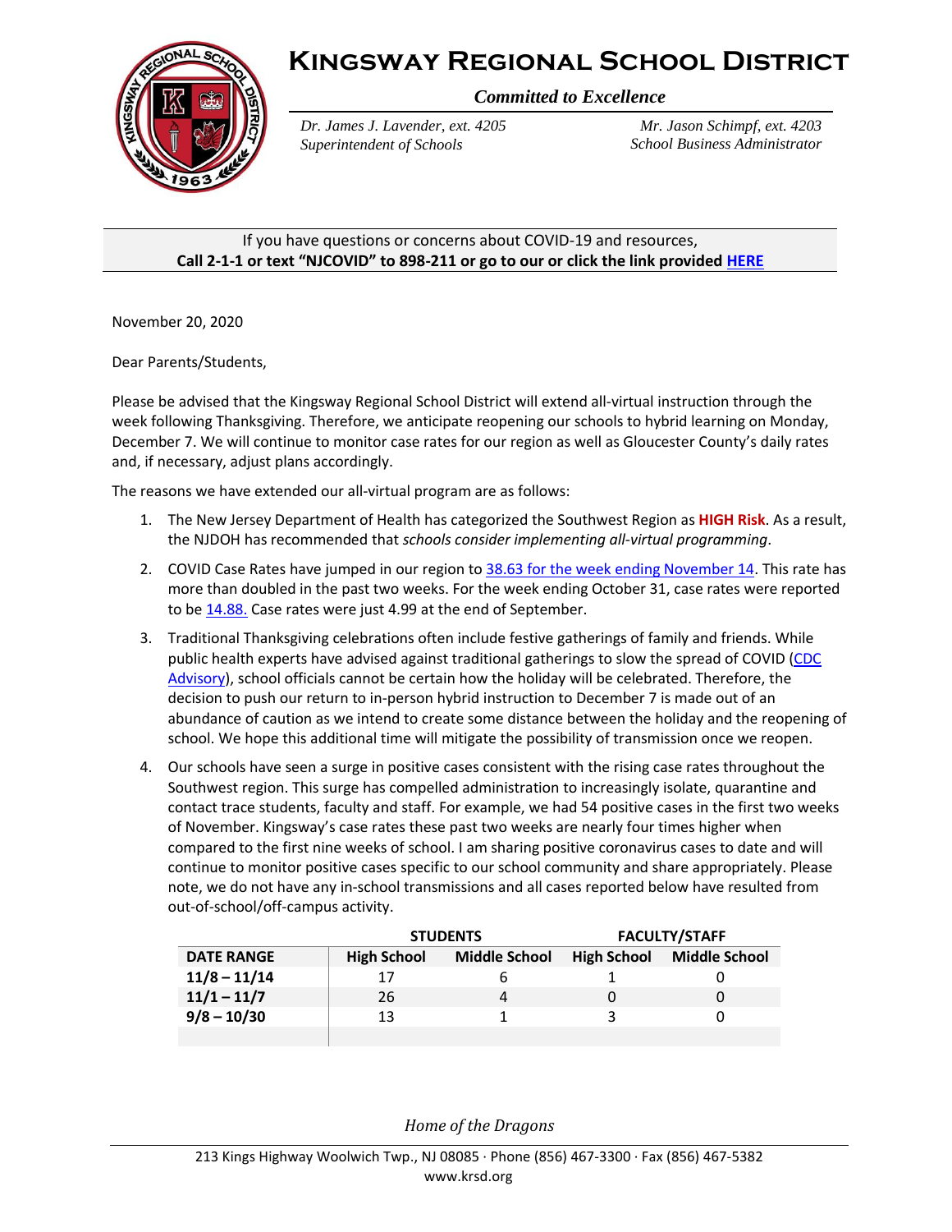# Kingsway Regional School District

*Committed to Excellence*

*Dr. James J. Lavender, ext. 4205*
*Superintendent of Schools*

*Mr. Jason Schimpf, ext. 4203*
*School Business Administrator*

If you have questions or concerns about COVID-19 and resources,
**Call 2-1-1 or text "NJCOVID" to 898-211 or go to our or click the link provided HERE**

November 20, 2020

Dear Parents/Students,

Please be advised that the Kingsway Regional School District will extend all-virtual instruction through the week following Thanksgiving. Therefore, we anticipate reopening our schools to hybrid learning on Monday, December 7. We will continue to monitor case rates for our region as well as Gloucester County's daily rates and, if necessary, adjust plans accordingly.

The reasons we have extended our all-virtual program are as follows:

1. The New Jersey Department of Health has categorized the Southwest Region as **HIGH Risk**. As a result, the NJDOH has recommended that *schools consider implementing all-virtual programming*.
2. COVID Case Rates have jumped in our region to 38.63 for the week ending November 14. This rate has more than doubled in the past two weeks. For the week ending October 31, case rates were reported to be 14.88. Case rates were just 4.99 at the end of September.
3. Traditional Thanksgiving celebrations often include festive gatherings of family and friends. While public health experts have advised against traditional gatherings to slow the spread of COVID (CDC Advisory), school officials cannot be certain how the holiday will be celebrated. Therefore, the decision to push our return to in-person hybrid instruction to December 7 is made out of an abundance of caution as we intend to create some distance between the holiday and the reopening of school. We hope this additional time will mitigate the possibility of transmission once we reopen.
4. Our schools have seen a surge in positive cases consistent with the rising case rates throughout the Southwest region. This surge has compelled administration to increasingly isolate, quarantine and contact trace students, faculty and staff. For example, we had 54 positive cases in the first two weeks of November. Kingsway's case rates these past two weeks are nearly four times higher when compared to the first nine weeks of school. I am sharing positive coronavirus cases to date and will continue to monitor positive cases specific to our school community and share appropriately. Please note, we do not have any in-school transmissions and all cases reported below have resulted from out-of-school/off-campus activity.

| | STUDENTS | | FACULTY/STAFF | |
|---|---|---|---|---|
| **DATE RANGE** | **High School** | **Middle School** | **High School** | **Middle School** |
| **11/8 – 11/14** | 17 | 6 | 1 | 0 |
| **11/1 – 11/7** | 26 | 4 | 0 | 0 |
| **9/8 – 10/30** | 13 | 1 | 3 | 0 |
| | | | | |

*Home of the Dragons*

213 Kings Highway Woolwich Twp., NJ 08085 · Phone (856) 467-3300 · Fax (856) 467-5382
www.krsd.org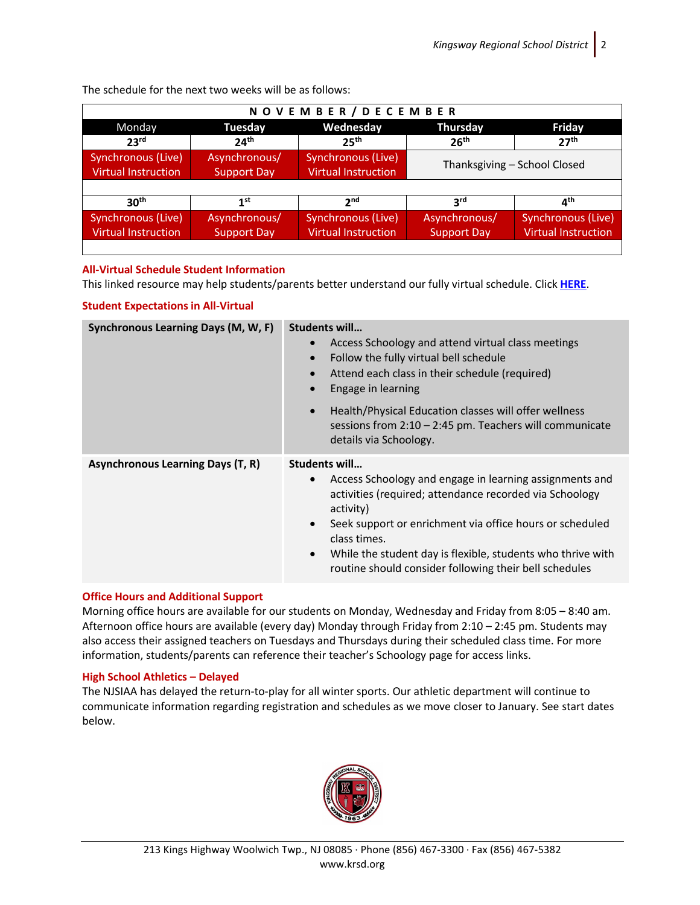The schedule for the next two weeks will be as follows:

| NOVEMBER / DECEMBER | | | | |
|---|---|---|---|---|
| Monday | Tuesday | Wednesday | Thursday | Friday |
| 23rd | 24th | 25th | 26th | 27th |
| Synchronous (Live) Virtual Instruction | Asynchronous/ Support Day | Synchronous (Live) Virtual Instruction | Thanksgiving – School Closed | |
| 30th | 1st | 2nd | 3rd | 4th |
| Synchronous (Live) Virtual Instruction | Asynchronous/ Support Day | Synchronous (Live) Virtual Instruction | Asynchronous/ Support Day | Synchronous (Live) Virtual Instruction |

### All-Virtual Schedule Student Information

This linked resource may help students/parents better understand our fully virtual schedule. Click **HERE**.

### Student Expectations in All-Virtual

| Synchronous Learning Days (M, W, F) | Students will… |
|---|---|
| | • Access Schoology and attend virtual class meetings<br>• Follow the fully virtual bell schedule<br>• Attend each class in their schedule (required)<br>• Engage in learning<br>• Health/Physical Education classes will offer wellness sessions from 2:10 – 2:45 pm. Teachers will communicate details via Schoology. |
| **Asynchronous Learning Days (T, R)** | **Students will…**<br>• Access Schoology and engage in learning assignments and activities (required; attendance recorded via Schoology activity)<br>• Seek support or enrichment via office hours or scheduled class times.<br>• While the student day is flexible, students who thrive with routine should consider following their bell schedules |

### Office Hours and Additional Support

Morning office hours are available for our students on Monday, Wednesday and Friday from 8:05 – 8:40 am. Afternoon office hours are available (every day) Monday through Friday from 2:10 – 2:45 pm. Students may also access their assigned teachers on Tuesdays and Thursdays during their scheduled class time. For more information, students/parents can reference their teacher's Schoology page for access links.

### High School Athletics – Delayed

The NJSIAA has delayed the return-to-play for all winter sports. Our athletic department will continue to communicate information regarding registration and schedules as we move closer to January. See start dates below.

213 Kings Highway Woolwich Twp., NJ 08085 · Phone (856) 467-3300 · Fax (856) 467-5382
www.krsd.org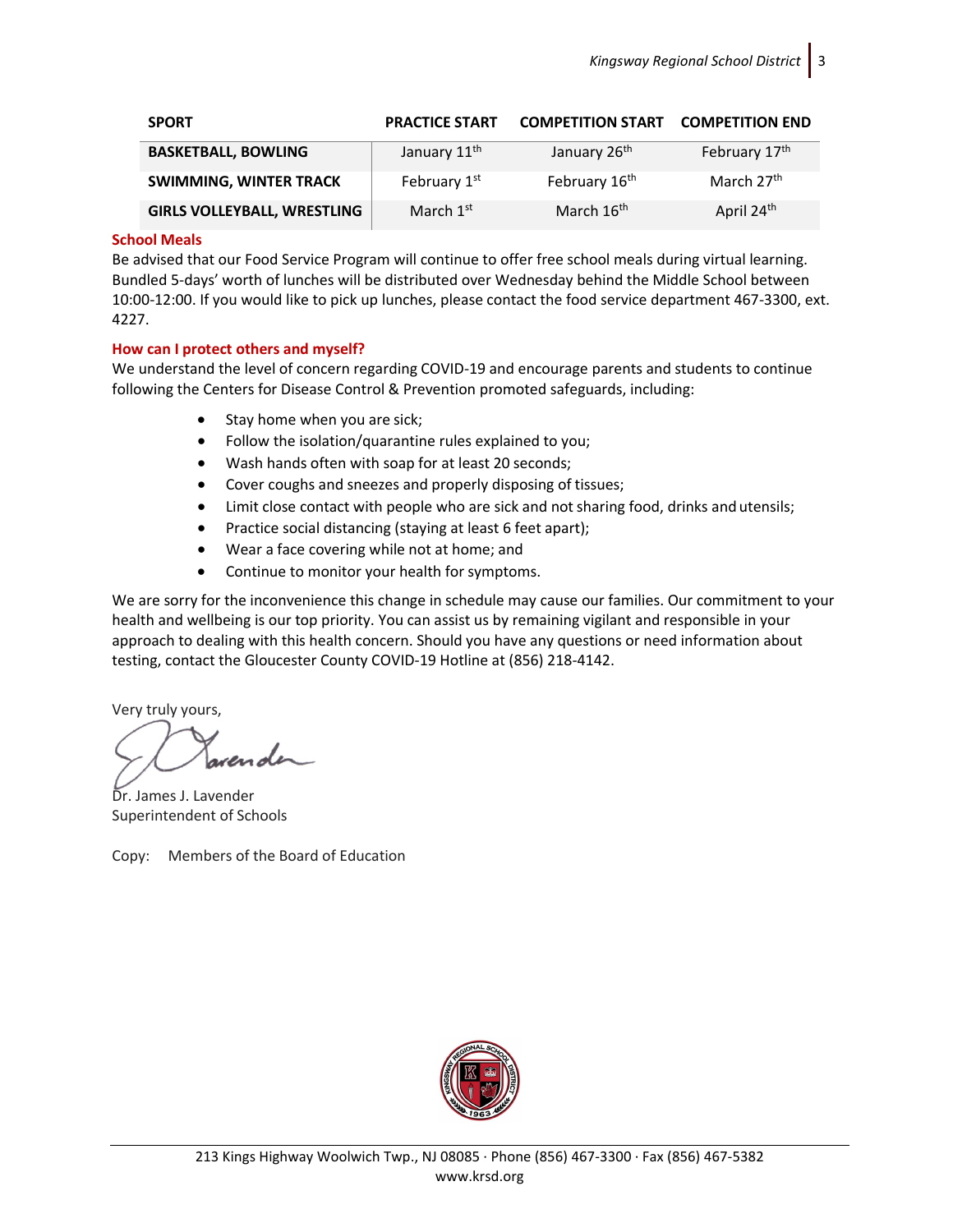| SPORT | PRACTICE START | COMPETITION START | COMPETITION END |
|---|---|---|---|
| **BASKETBALL, BOWLING** | January 11th | January 26th | February 17th |
| **SWIMMING, WINTER TRACK** | February 1st | February 16th | March 27th |
| **GIRLS VOLLEYBALL, WRESTLING** | March 1st | March 16th | April 24th |

### School Meals

Be advised that our Food Service Program will continue to offer free school meals during virtual learning. Bundled 5-days' worth of lunches will be distributed over Wednesday behind the Middle School between 10:00-12:00. If you would like to pick up lunches, please contact the food service department 467-3300, ext. 4227.

### How can I protect others and myself?

We understand the level of concern regarding COVID-19 and encourage parents and students to continue following the Centers for Disease Control & Prevention promoted safeguards, including:

- Stay home when you are sick;
- Follow the isolation/quarantine rules explained to you;
- Wash hands often with soap for at least 20 seconds;
- Cover coughs and sneezes and properly disposing of tissues;
- Limit close contact with people who are sick and not sharing food, drinks and utensils;
- Practice social distancing (staying at least 6 feet apart);
- Wear a face covering while not at home; and
- Continue to monitor your health for symptoms.

We are sorry for the inconvenience this change in schedule may cause our families. Our commitment to your health and wellbeing is our top priority. You can assist us by remaining vigilant and responsible in your approach to dealing with this health concern. Should you have any questions or need information about testing, contact the Gloucester County COVID-19 Hotline at (856) 218-4142.

Very truly yours,

Dr. James J. Lavender
Superintendent of Schools

Copy: Members of the Board of Education

213 Kings Highway Woolwich Twp., NJ 08085 · Phone (856) 467-3300 · Fax (856) 467-5382
www.krsd.org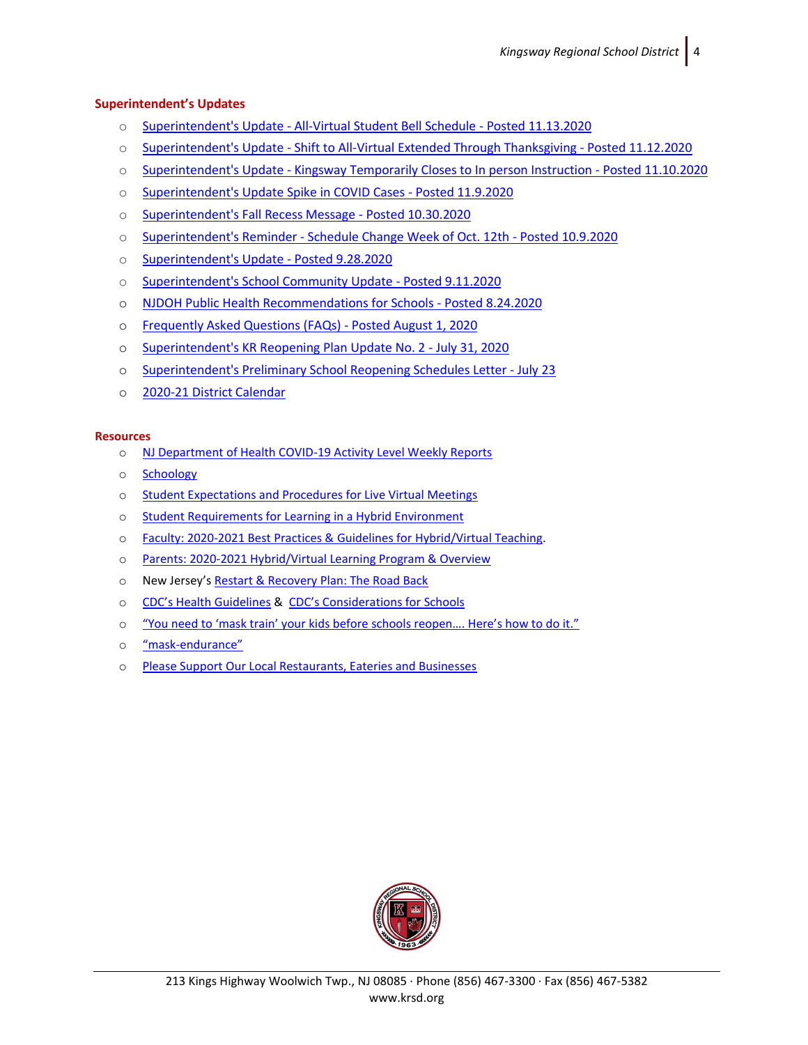## Superintendent's Updates

- Superintendent's Update - All-Virtual Student Bell Schedule - Posted 11.13.2020
- Superintendent's Update - Shift to All-Virtual Extended Through Thanksgiving - Posted 11.12.2020
- Superintendent's Update - Kingsway Temporarily Closes to In person Instruction - Posted 11.10.2020
- Superintendent's Update Spike in COVID Cases - Posted 11.9.2020
- Superintendent's Fall Recess Message - Posted 10.30.2020
- Superintendent's Reminder - Schedule Change Week of Oct. 12th - Posted 10.9.2020
- Superintendent's Update - Posted 9.28.2020
- Superintendent's School Community Update - Posted 9.11.2020
- NJDOH Public Health Recommendations for Schools - Posted 8.24.2020
- Frequently Asked Questions (FAQs) - Posted August 1, 2020
- Superintendent's KR Reopening Plan Update No. 2 - July 31, 2020
- Superintendent's Preliminary School Reopening Schedules Letter - July 23
- 2020-21 District Calendar

## Resources

- NJ Department of Health COVID-19 Activity Level Weekly Reports
- Schoology
- Student Expectations and Procedures for Live Virtual Meetings
- Student Requirements for Learning in a Hybrid Environment
- Faculty: 2020-2021 Best Practices & Guidelines for Hybrid/Virtual Teaching.
- Parents: 2020-2021 Hybrid/Virtual Learning Program & Overview
- New Jersey's Restart & Recovery Plan: The Road Back
- CDC's Health Guidelines & CDC's Considerations for Schools
- "You need to 'mask train' your kids before schools reopen…. Here's how to do it."
- "mask-endurance"
- Please Support Our Local Restaurants, Eateries and Businesses

213 Kings Highway Woolwich Twp., NJ 08085 · Phone (856) 467-3300 · Fax (856) 467-5382
www.krsd.org